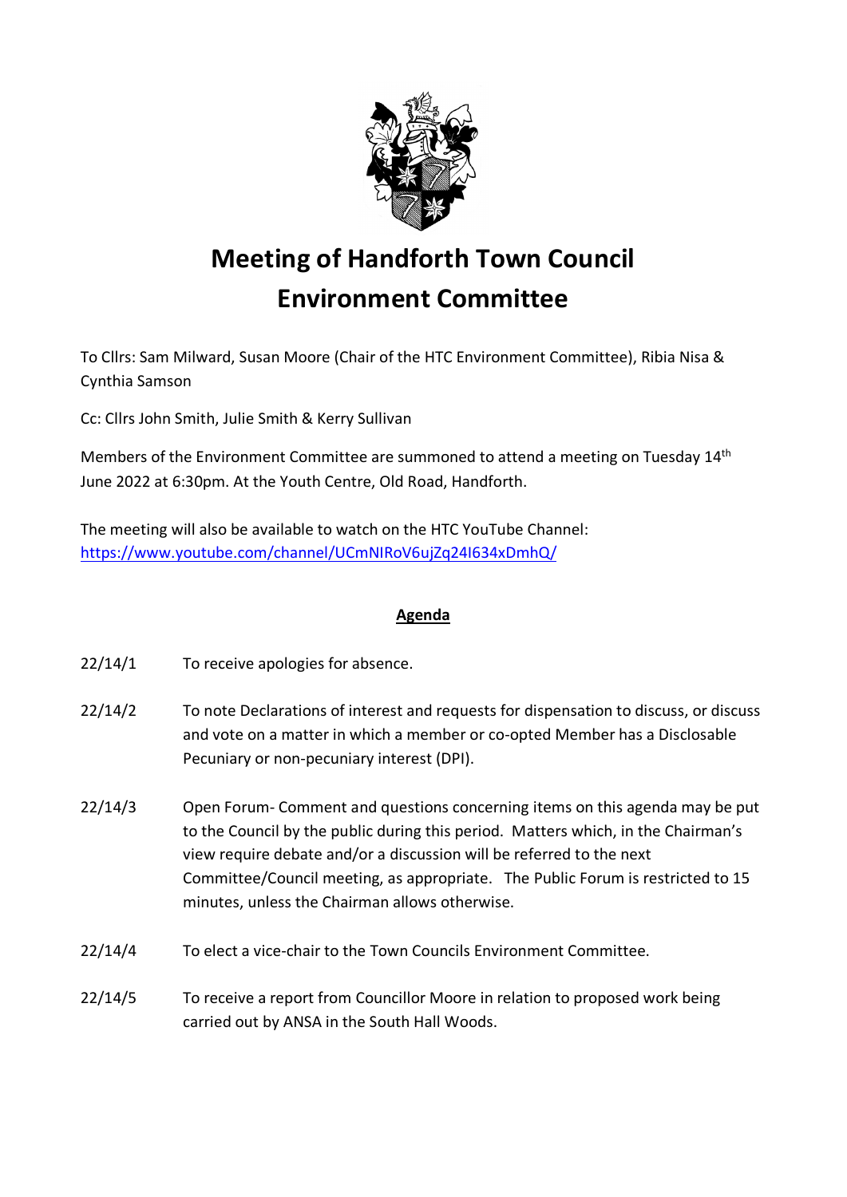# Meeting of Handforth Town Council Environment Committee

To Cllrs: Sam Milward, Susan Moore (Chair of the HTC Environment Committee), Ribia Nisa & Cynthia Samson

Cc: Cllrs John Smith, Julie Smith & Kerry Sullivan

Members of the Environment Committee are summoned to attend a meeting on Tuesday 14th June 2022 at 6:30pm. At the Youth Centre, Old Road, Handforth.

The meeting will also be available to watch on the HTC YouTube Channel: https://www.youtube.com/channel/UCmNIRoV6ujZq24I634xDmhQ/

## Agenda

22/14/1 To receive apologies for absence.

22/14/2 To note Declarations of interest and requests for dispensation to discuss, or discuss and vote on a matter in which a member or co-opted Member has a Disclosable Pecuniary or non-pecuniary interest (DPI).

22/14/3 Open Forum- Comment and questions concerning items on this agenda may be put to the Council by the public during this period. Matters which, in the Chairman's view require debate and/or a discussion will be referred to the next Committee/Council meeting, as appropriate. The Public Forum is restricted to 15 minutes, unless the Chairman allows otherwise.

22/14/4 To elect a vice-chair to the Town Councils Environment Committee.

22/14/5 To receive a report from Councillor Moore in relation to proposed work being carried out by ANSA in the South Hall Woods.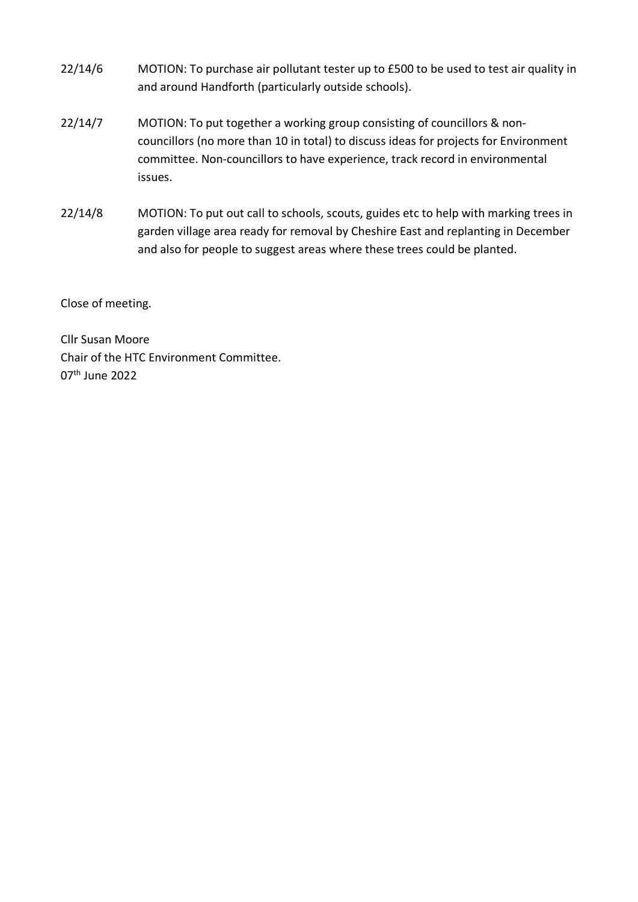22/14/6 MOTION: To purchase air pollutant tester up to £500 to be used to test air quality in and around Handforth (particularly outside schools).

22/14/7 MOTION: To put together a working group consisting of councillors & non-councillors (no more than 10 in total) to discuss ideas for projects for Environment committee. Non-councillors to have experience, track record in environmental issues.

22/14/8 MOTION: To put out call to schools, scouts, guides etc to help with marking trees in garden village area ready for removal by Cheshire East and replanting in December and also for people to suggest areas where these trees could be planted.

Close of meeting.

Cllr Susan Moore
Chair of the HTC Environment Committee.
07th June 2022